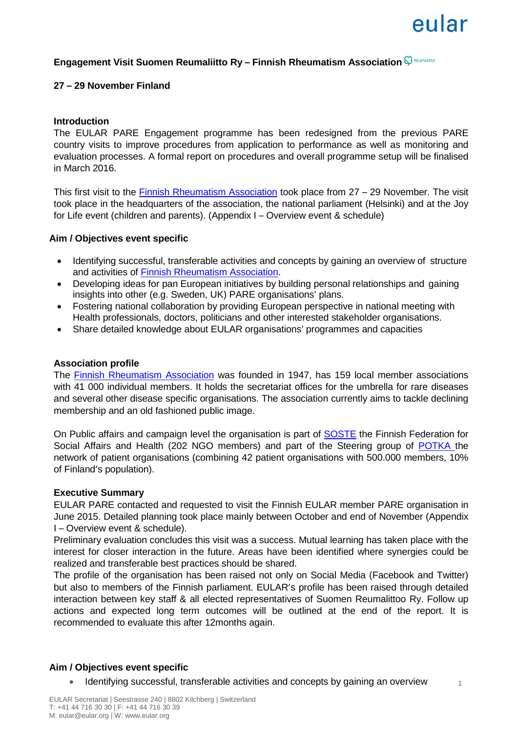**Engagement Visit Suomen Reumaliitto Ry – Finnish Rheumatism Association**

**27 – 29 November Finland**

**Introduction**

The EULAR PARE Engagement programme has been redesigned from the previous PARE country visits to improve procedures from application to performance as well as monitoring and evaluation processes. A formal report on procedures and overall programme setup will be finalised in March 2016.

This first visit to the Finnish Rheumatism Association took place from 27 – 29 November. The visit took place in the headquarters of the association, the national parliament (Helsinki) and at the Joy for Life event (children and parents). (Appendix I – Overview event & schedule)

**Aim / Objectives event specific**

- Identifying successful, transferable activities and concepts by gaining an overview of structure and activities of Finnish Rheumatism Association.
- Developing ideas for pan European initiatives by building personal relationships and gaining insights into other (e.g. Sweden, UK) PARE organisations' plans.
- Fostering national collaboration by providing European perspective in national meeting with Health professionals, doctors, politicians and other interested stakeholder organisations.
- Share detailed knowledge about EULAR organisations' programmes and capacities

**Association profile**

The Finnish Rheumatism Association was founded in 1947, has 159 local member associations with 41 000 individual members. It holds the secretariat offices for the umbrella for rare diseases and several other disease specific organisations. The association currently aims to tackle declining membership and an old fashioned public image.

On Public affairs and campaign level the organisation is part of SOSTE the Finnish Federation for Social Affairs and Health (202 NGO members) and part of the Steering group of POTKA the network of patient organisations (combining 42 patient organisations with 500.000 members, 10% of Finland's population).

**Executive Summary**

EULAR PARE contacted and requested to visit the Finnish EULAR member PARE organisation in June 2015. Detailed planning took place mainly between October and end of November (Appendix I – Overview event & schedule).

Preliminary evaluation concludes this visit was a success. Mutual learning has taken place with the interest for closer interaction in the future. Areas have been identified where synergies could be realized and transferable best practices should be shared.

The profile of the organisation has been raised not only on Social Media (Facebook and Twitter) but also to members of the Finnish parliament. EULAR's profile has been raised through detailed interaction between key staff & all elected representatives of Suomen Reumalittoo Ry. Follow up actions and expected long term outcomes will be outlined at the end of the report. It is recommended to evaluate this after 12months again.

**Aim / Objectives event specific**

- Identifying successful, transferable activities and concepts by gaining an overview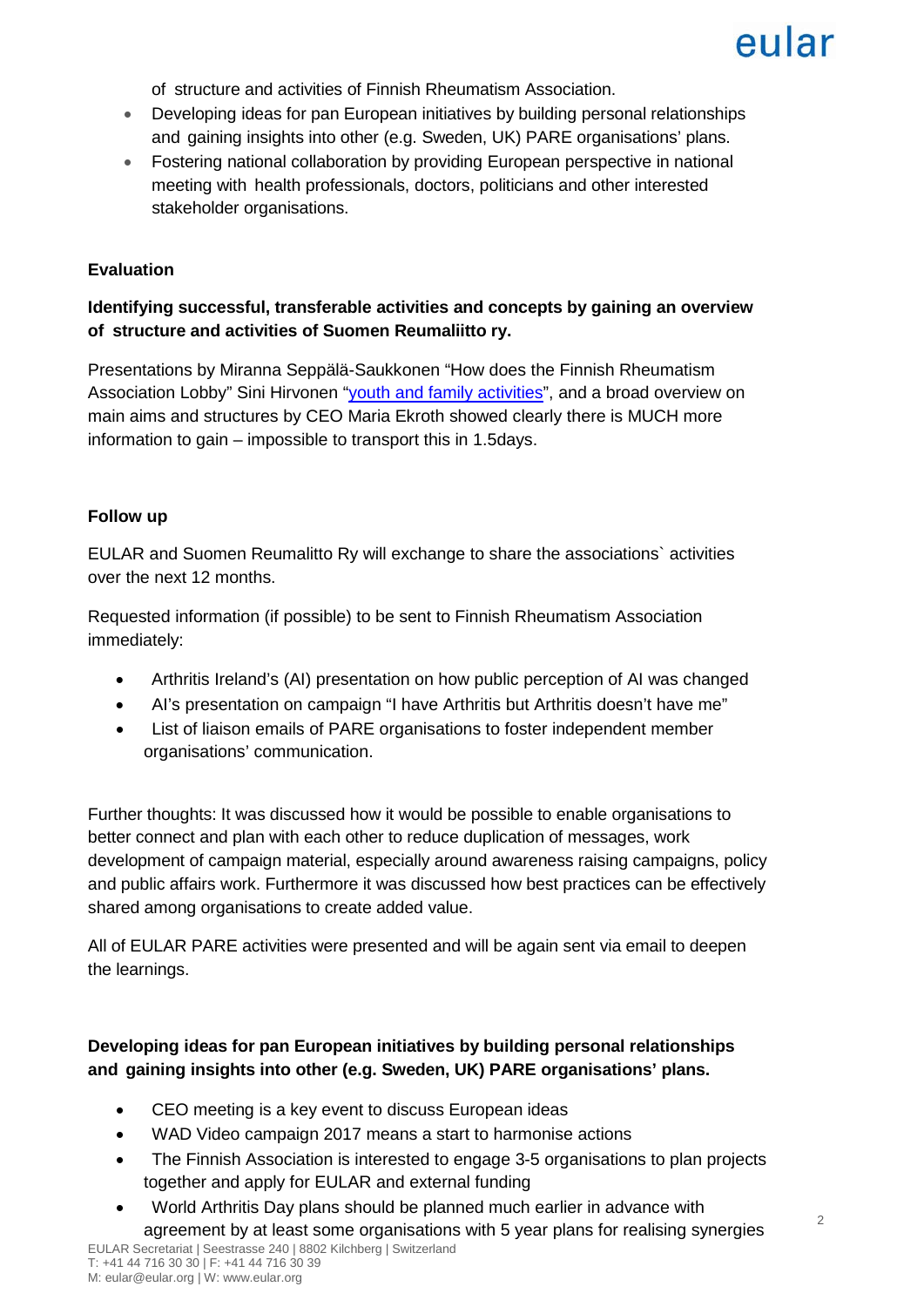of structure and activities of Finnish Rheumatism Association.

- Developing ideas for pan European initiatives by building personal relationships and gaining insights into other (e.g. Sweden, UK) PARE organisations' plans.
- Fostering national collaboration by providing European perspective in national meeting with health professionals, doctors, politicians and other interested stakeholder organisations.

**Evaluation**

**Identifying successful, transferable activities and concepts by gaining an overview of structure and activities of Suomen Reumaliitto ry.**

Presentations by Miranna Seppälä-Saukkonen "How does the Finnish Rheumatism Association Lobby" Sini Hirvonen "youth and family activities", and a broad overview on main aims and structures by CEO Maria Ekroth showed clearly there is MUCH more information to gain – impossible to transport this in 1.5days.

**Follow up**

EULAR and Suomen Reumalitto Ry will exchange to share the associations` activities over the next 12 months.

Requested information (if possible) to be sent to Finnish Rheumatism Association immediately:

- Arthritis Ireland's (AI) presentation on how public perception of AI was changed
- AI's presentation on campaign "I have Arthritis but Arthritis doesn't have me"
- List of liaison emails of PARE organisations to foster independent member organisations' communication.

Further thoughts: It was discussed how it would be possible to enable organisations to better connect and plan with each other to reduce duplication of messages, work development of campaign material, especially around awareness raising campaigns, policy and public affairs work. Furthermore it was discussed how best practices can be effectively shared among organisations to create added value.

All of EULAR PARE activities were presented and will be again sent via email to deepen the learnings.

**Developing ideas for pan European initiatives by building personal relationships and gaining insights into other (e.g. Sweden, UK) PARE organisations' plans.**

- CEO meeting is a key event to discuss European ideas
- WAD Video campaign 2017 means a start to harmonise actions
- The Finnish Association is interested to engage 3-5 organisations to plan projects together and apply for EULAR and external funding
- World Arthritis Day plans should be planned much earlier in advance with agreement by at least some organisations with 5 year plans for realising synergies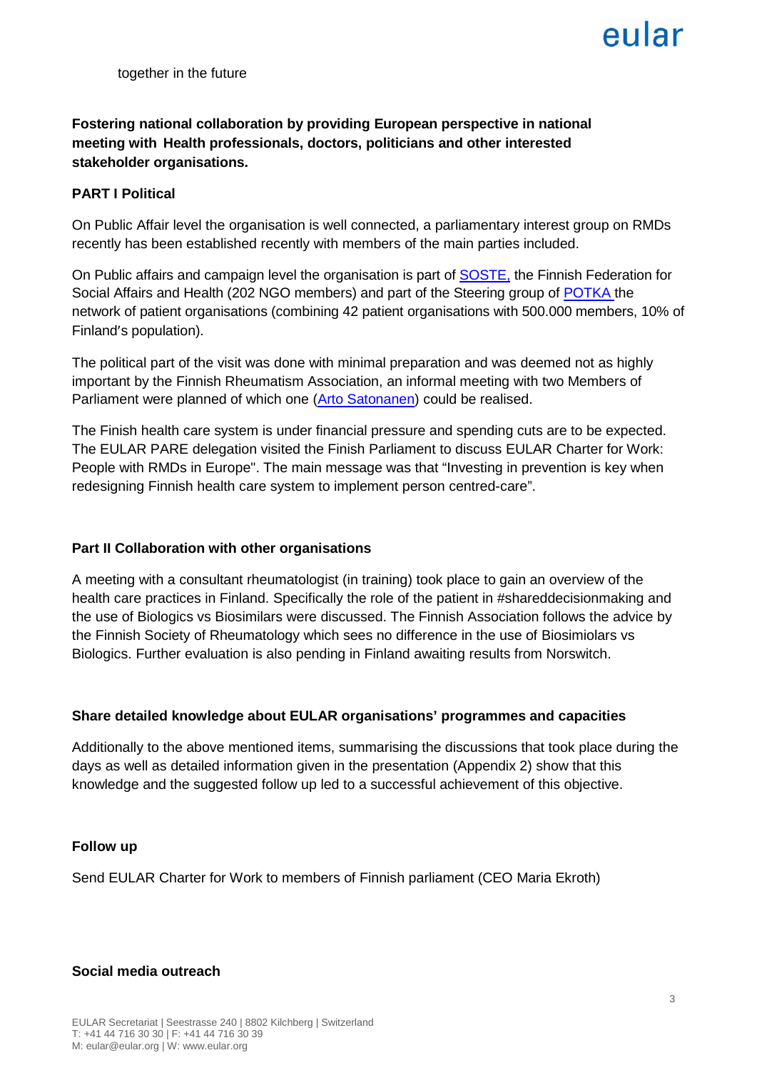together in the future

**Fostering national collaboration by providing European perspective in national meeting with Health professionals, doctors, politicians and other interested stakeholder organisations.**

**PART I Political**

On Public Affair level the organisation is well connected, a parliamentary interest group on RMDs recently has been established recently with members of the main parties included.

On Public affairs and campaign level the organisation is part of SOSTE, the Finnish Federation for Social Affairs and Health (202 NGO members) and part of the Steering group of POTKA the network of patient organisations (combining 42 patient organisations with 500.000 members, 10% of Finland's population).

The political part of the visit was done with minimal preparation and was deemed not as highly important by the Finnish Rheumatism Association, an informal meeting with two Members of Parliament were planned of which one (Arto Satonanen) could be realised.

The Finish health care system is under financial pressure and spending cuts are to be expected. The EULAR PARE delegation visited the Finish Parliament to discuss EULAR Charter for Work: People with RMDs in Europe". The main message was that "Investing in prevention is key when redesigning Finnish health care system to implement person centred-care".

**Part II Collaboration with other organisations**

A meeting with a consultant rheumatologist (in training) took place to gain an overview of the health care practices in Finland. Specifically the role of the patient in #shareddecisionmaking and the use of Biologics vs Biosimilars were discussed. The Finnish Association follows the advice by the Finnish Society of Rheumatology which sees no difference in the use of Biosimiolars vs Biologics. Further evaluation is also pending in Finland awaiting results from Norswitch.

**Share detailed knowledge about EULAR organisations' programmes and capacities**

Additionally to the above mentioned items, summarising the discussions that took place during the days as well as detailed information given in the presentation (Appendix 2) show that this knowledge and the suggested follow up led to a successful achievement of this objective.

**Follow up**

Send EULAR Charter for Work to members of Finnish parliament (CEO Maria Ekroth)

**Social media outreach**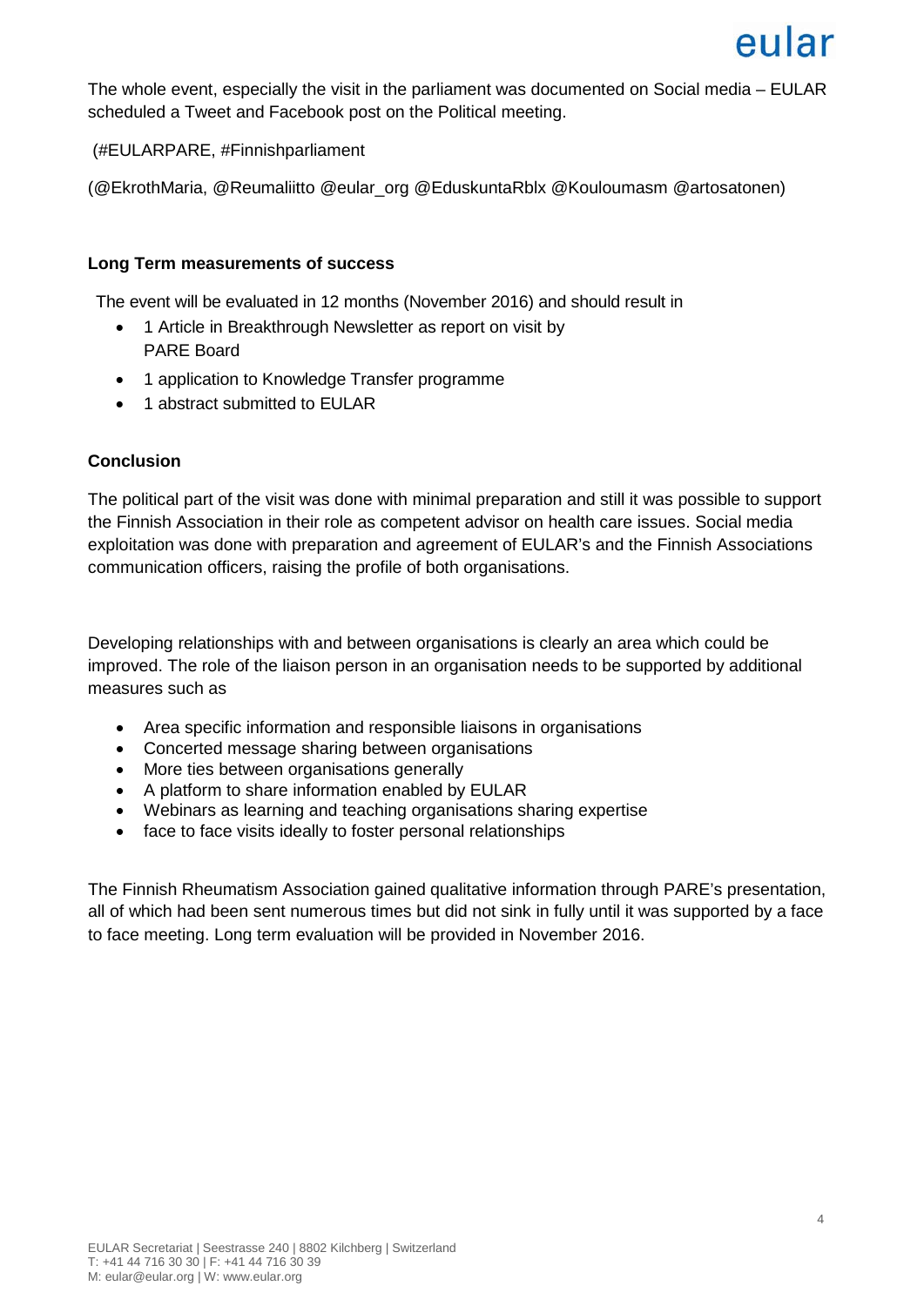The whole event, especially the visit in the parliament was documented on Social media – EULAR scheduled a Tweet and Facebook post on the Political meeting.

(#EULARPARE, #Finnishparliament

(@EkrothMaria, @Reumaliitto @eular_org @EduskuntaRblx @Kouloumasm @artosatonen)

**Long Term measurements of success**

The event will be evaluated in 12 months (November 2016) and should result in

- 1 Article in Breakthrough Newsletter as report on visit by PARE Board
- 1 application to Knowledge Transfer programme
- 1 abstract submitted to EULAR

**Conclusion**

The political part of the visit was done with minimal preparation and still it was possible to support the Finnish Association in their role as competent advisor on health care issues. Social media exploitation was done with preparation and agreement of EULAR's and the Finnish Associations communication officers, raising the profile of both organisations.

Developing relationships with and between organisations is clearly an area which could be improved. The role of the liaison person in an organisation needs to be supported by additional measures such as

- Area specific information and responsible liaisons in organisations
- Concerted message sharing between organisations
- More ties between organisations generally
- A platform to share information enabled by EULAR
- Webinars as learning and teaching organisations sharing expertise
- face to face visits ideally to foster personal relationships

The Finnish Rheumatism Association gained qualitative information through PARE's presentation, all of which had been sent numerous times but did not sink in fully until it was supported by a face to face meeting. Long term evaluation will be provided in November 2016.